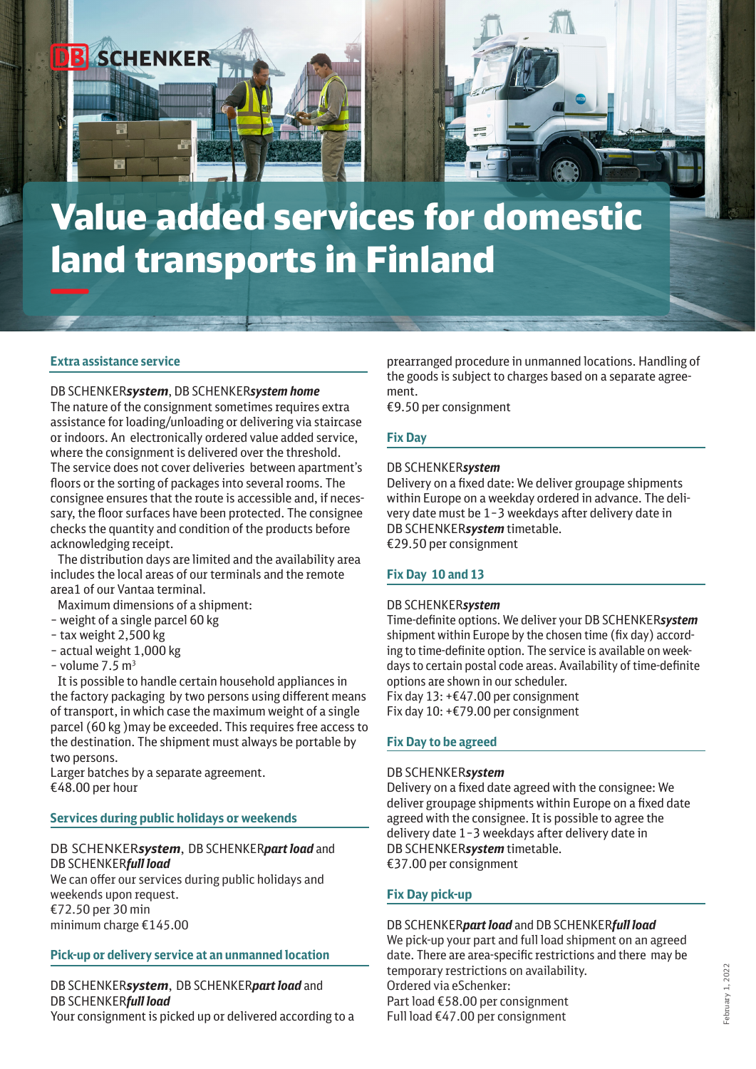DB SCHENKER

# Value added services for domestic land transports in Finland

## Extra assistance service

DB SCHENKER***system***, DB SCHENKER***system home***
The nature of the consignment sometimes requires extra assistance for loading/unloading or delivering via staircase or indoors. An electronically ordered value added service, where the consignment is delivered over the threshold. The service does not cover deliveries between apartment's floors or the sorting of packages into several rooms. The consignee ensures that the route is accessible and, if necessary, the floor surfaces have been protected. The consignee checks the quantity and condition of the products before acknowledging receipt.

The distribution days are limited and the availability area includes the local areas of our terminals and the remote area1 of our Vantaa terminal.

Maximum dimensions of a shipment:

- weight of a single parcel 60 kg
- tax weight 2,500 kg
- actual weight 1,000 kg
- volume 7.5 $m^3$

It is possible to handle certain household appliances in the factory packaging by two persons using different means of transport, in which case the maximum weight of a single parcel (60 kg )may be exceeded. This requires free access to the destination. The shipment must always be portable by two persons.
Larger batches by a separate agreement.
€48.00 per hour

## Services during public holidays or weekends

DB SCHENKER***system***, DB SCHENKER***part load*** and DB SCHENKER***full load***
We can offer our services during public holidays and weekends upon request.
€72.50 per 30 min
minimum charge €145.00

## Pick-up or delivery service at an unmanned location

DB SCHENKER***system***, DB SCHENKER***part load*** and DB SCHENKER***full load***
Your consignment is picked up or delivered according to a prearranged procedure in unmanned locations. Handling of the goods is subject to charges based on a separate agreement.
€9.50 per consignment

## Fix Day

DB SCHENKER***system***
Delivery on a fixed date: We deliver groupage shipments within Europe on a weekday ordered in advance. The delivery date must be 1–3 weekdays after delivery date in DB SCHENKER***system*** timetable.
€29.50 per consignment

## Fix Day 10 and 13

DB SCHENKER***system***
Time-definite options. We deliver your DB SCHENKER***system*** shipment within Europe by the chosen time (fix day) according to time-definite option. The service is available on weekdays to certain postal code areas. Availability of time-definite options are shown in our scheduler.
Fix day 13: +€47.00 per consignment
Fix day 10: +€79.00 per consignment

## Fix Day to be agreed

DB SCHENKER***system***
Delivery on a fixed date agreed with the consignee: We deliver groupage shipments within Europe on a fixed date agreed with the consignee. It is possible to agree the delivery date 1–3 weekdays after delivery date in DB SCHENKER***system*** timetable.
€37.00 per consignment

## Fix Day pick-up

DB SCHENKER***part load*** and DB SCHENKER***full load***
We pick-up your part and full load shipment on an agreed date. There are area-specific restrictions and there may be temporary restrictions on availability.
Ordered via eSchenker:
Part load €58.00 per consignment
Full load €47.00 per consignment

February 1, 2022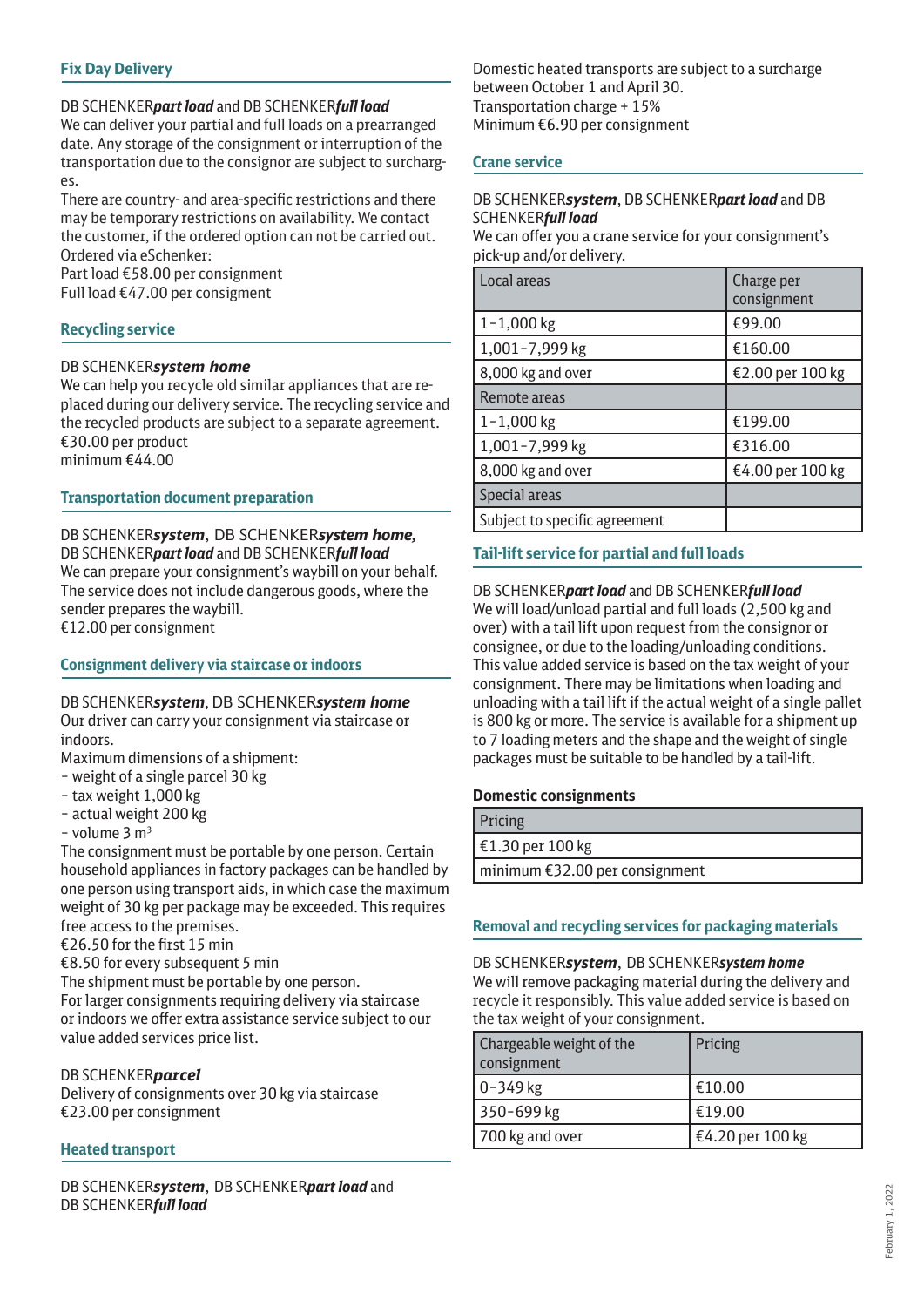## Fix Day Delivery

DB SCHENKER***part load*** and DB SCHENKER***full load***
We can deliver your partial and full loads on a prearranged date. Any storage of the consignment or interruption of the transportation due to the consignor are subject to surcharges.
There are country- and area-specific restrictions and there may be temporary restrictions on availability. We contact the customer, if the ordered option can not be carried out.
Ordered via eSchenker:
Part load €58.00 per consignment
Full load €47.00 per consigment

## Recycling service

DB SCHENKER***system home***
We can help you recycle old similar appliances that are replaced during our delivery service. The recycling service and the recycled products are subject to a separate agreement.
€30.00 per product
minimum €44.00

## Transportation document preparation

DB SCHENKER***system***, DB SCHENKER***system home,*** DB SCHENKER***part load*** and DB SCHENKER***full load***
We can prepare your consignment's waybill on your behalf. The service does not include dangerous goods, where the sender prepares the waybill.
€12.00 per consignment

## Consignment delivery via staircase or indoors

DB SCHENKER***system***, DB SCHENKER***system home***
Our driver can carry your consignment via staircase or indoors.
Maximum dimensions of a shipment:
- weight of a single parcel 30 kg
- tax weight 1,000 kg
- actual weight 200 kg
- volume 3 $m^3$

The consignment must be portable by one person. Certain household appliances in factory packages can be handled by one person using transport aids, in which case the maximum weight of 30 kg per package may be exceeded. This requires free access to the premises.
€26.50 for the first 15 min
€8.50 for every subsequent 5 min
The shipment must be portable by one person.
For larger consignments requiring delivery via staircase or indoors we offer extra assistance service subject to our value added services price list.

DB SCHENKER***parcel***
Delivery of consignments over 30 kg via staircase
€23.00 per consignment

## Heated transport

DB SCHENKER***system***, DB SCHENKER***part load*** and DB SCHENKER***full load***

Domestic heated transports are subject to a surcharge between October 1 and April 30.
Transportation charge + 15%
Minimum €6.90 per consignment

## Crane service

DB SCHENKER***system***, DB SCHENKER***part load*** and DB SCHENKER***full load***
We can offer you a crane service for your consignment's pick-up and/or delivery.

| Local areas | Charge per consignment |
|---|---|
| 1–1,000 kg | €99.00 |
| 1,001–7,999 kg | €160.00 |
| 8,000 kg and over | €2.00 per 100 kg |
| Remote areas | |
| 1–1,000 kg | €199.00 |
| 1,001–7,999 kg | €316.00 |
| 8,000 kg and over | €4.00 per 100 kg |
| Special areas | |
| Subject to specific agreement | |

## Tail-lift service for partial and full loads

DB SCHENKER***part load*** and DB SCHENKER***full load***
We will load/unload partial and full loads (2,500 kg and over) with a tail lift upon request from the consignor or consignee, or due to the loading/unloading conditions. This value added service is based on the tax weight of your consignment. There may be limitations when loading and unloading with a tail lift if the actual weight of a single pallet is 800 kg or more. The service is available for a shipment up to 7 loading meters and the shape and the weight of single packages must be suitable to be handled by a tail-lift.

**Domestic consignments**

| Pricing |
|---|
| €1.30 per 100 kg |
| minimum €32.00 per consignment |

## Removal and recycling services for packaging materials

DB SCHENKER***system***, DB SCHENKER***system home***
We will remove packaging material during the delivery and recycle it responsibly. This value added service is based on the tax weight of your consignment.

| Chargeable weight of the consignment | Pricing |
|---|---|
| 0–349 kg | €10.00 |
| 350–699 kg | €19.00 |
| 700 kg and over | €4.20 per 100 kg |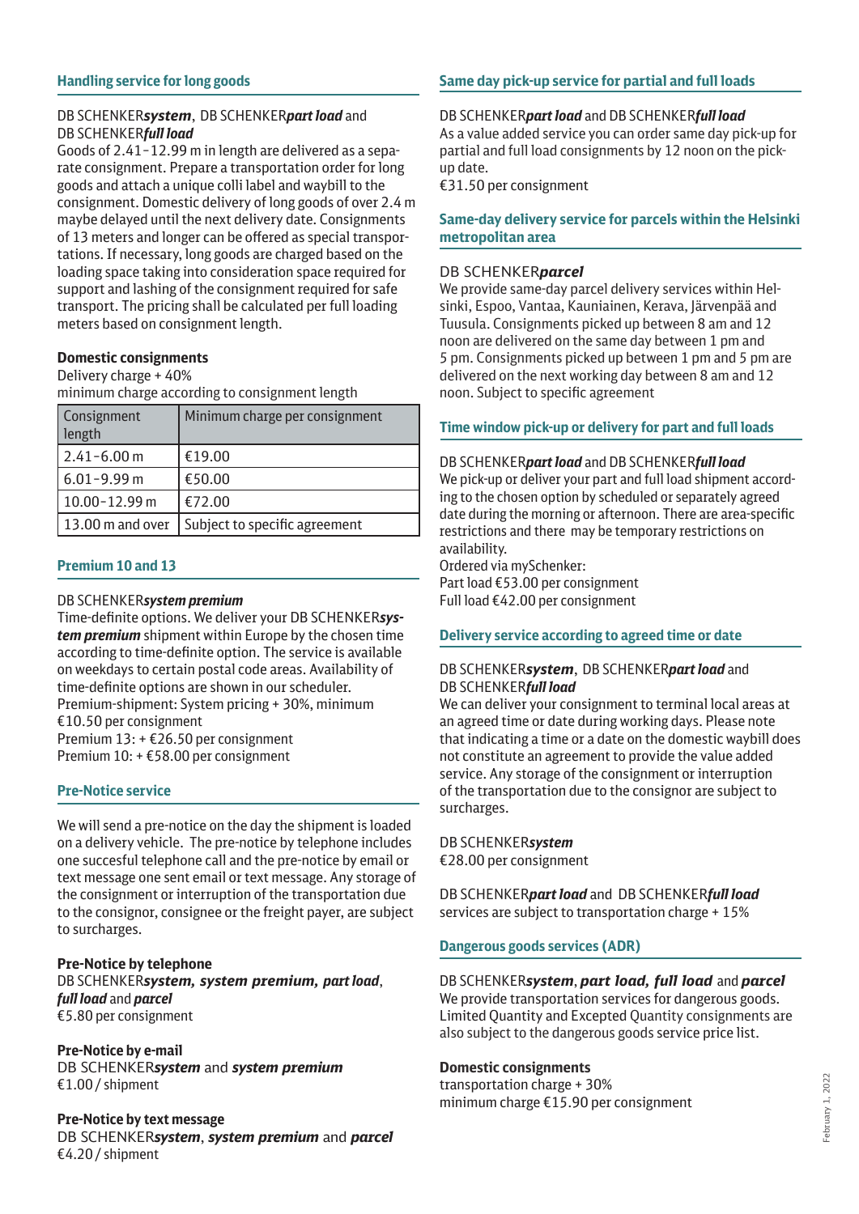## Handling service for long goods

DB SCHENKER***system***, DB SCHENKER***part load*** and DB SCHENKER***full load***
Goods of 2.41–12.99 m in length are delivered as a separate consignment. Prepare a transportation order for long goods and attach a unique colli label and waybill to the consignment. Domestic delivery of long goods of over 2.4 m maybe delayed until the next delivery date. Consignments of 13 meters and longer can be offered as special transportations. If necessary, long goods are charged based on the loading space taking into consideration space required for support and lashing of the consignment required for safe transport. The pricing shall be calculated per full loading meters based on consignment length.

**Domestic consignments**
Delivery charge + 40%
minimum charge according to consignment length

| Consignment length | Minimum charge per consignment |
|---|---|
| 2.41–6.00 m | €19.00 |
| 6.01–9.99 m | €50.00 |
| 10.00–12.99 m | €72.00 |
| 13.00 m and over | Subject to specific agreement |

## Premium 10 and 13

DB SCHENKER***system premium***
Time-definite options. We deliver your DB SCHENKER***system premium*** shipment within Europe by the chosen time according to time-definite option. The service is available on weekdays to certain postal code areas. Availability of time-definite options are shown in our scheduler.
Premium-shipment: System pricing + 30%, minimum €10.50 per consignment
Premium 13: + €26.50 per consignment
Premium 10: + €58.00 per consignment

## Pre-Notice service

We will send a pre-notice on the day the shipment is loaded on a delivery vehicle. The pre-notice by telephone includes one succesful telephone call and the pre-notice by email or text message one sent email or text message. Any storage of the consignment or interruption of the transportation due to the consignor, consignee or the freight payer, are subject to surcharges.

**Pre-Notice by telephone**
DB SCHENKER***system, system premium, part load***, ***full load*** and ***parcel***
€5.80 per consignment

**Pre-Notice by e-mail**
DB SCHENKER***system*** and ***system premium***
€1.00 / shipment

**Pre-Notice by text message**
DB SCHENKER***system***, ***system premium*** and ***parcel***
€4.20 / shipment

## Same day pick-up service for partial and full loads

DB SCHENKER***part load*** and DB SCHENKER***full load***
As a value added service you can order same day pick-up for partial and full load consignments by 12 noon on the pick-up date.
€31.50 per consignment

## Same-day delivery service for parcels within the Helsinki metropolitan area

DB SCHENKER***parcel***
We provide same-day parcel delivery services within Helsinki, Espoo, Vantaa, Kauniainen, Kerava, Järvenpää and Tuusula. Consignments picked up between 8 am and 12 noon are delivered on the same day between 1 pm and 5 pm. Consignments picked up between 1 pm and 5 pm are delivered on the next working day between 8 am and 12 noon. Subject to specific agreement

## Time window pick-up or delivery for part and full loads

DB SCHENKER***part load*** and DB SCHENKER***full load***
We pick-up or deliver your part and full load shipment according to the chosen option by scheduled or separately agreed date during the morning or afternoon. There are area-specific restrictions and there may be temporary restrictions on availability.
Ordered via mySchenker:
Part load €53.00 per consignment
Full load €42.00 per consignment

## Delivery service according to agreed time or date

DB SCHENKER***system***, DB SCHENKER***part load*** and DB SCHENKER***full load***
We can deliver your consignment to terminal local areas at an agreed time or date during working days. Please note that indicating a time or a date on the domestic waybill does not constitute an agreement to provide the value added service. Any storage of the consignment or interruption of the transportation due to the consignor are subject to surcharges.

DB SCHENKER***system***
€28.00 per consignment

DB SCHENKER***part load*** and DB SCHENKER***full load*** services are subject to transportation charge + 15%

## Dangerous goods services (ADR)

DB SCHENKER***system***, ***part load, full load*** and ***parcel***
We provide transportation services for dangerous goods. Limited Quantity and Excepted Quantity consignments are also subject to the dangerous goods service price list.

**Domestic consignments**
transportation charge + 30%
minimum charge €15.90 per consignment

February 1, 2022